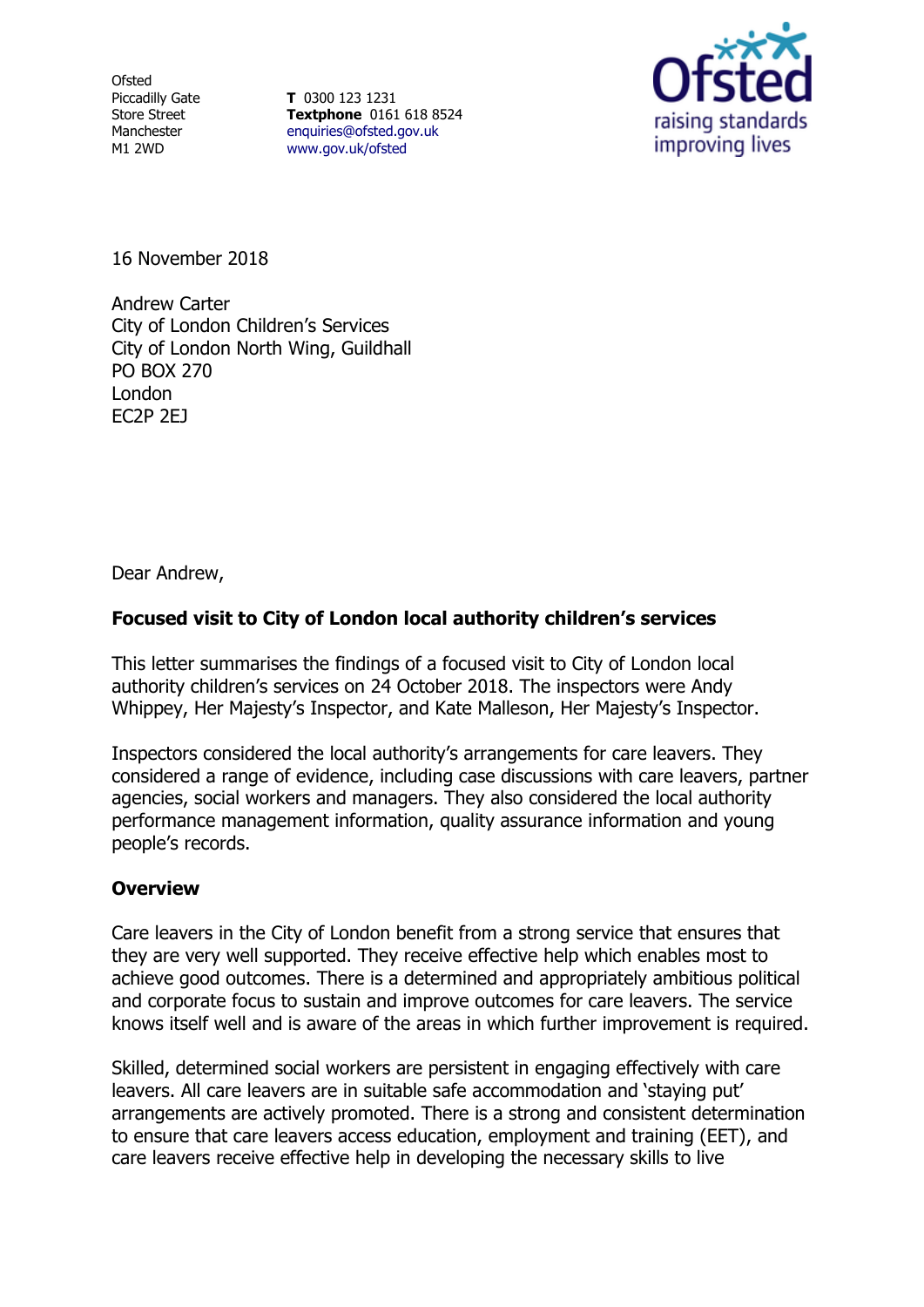Ofsted
Piccadilly Gate
Store Street
Manchester
M1 2WD

**T** 0300 123 1231
**Textphone** 0161 618 8524
enquiries@ofsted.gov.uk
www.gov.uk/ofsted

16 November 2018

Andrew Carter
City of London Children's Services
City of London North Wing, Guildhall
PO BOX 270
London
EC2P 2EJ

Dear Andrew,

**Focused visit to City of London local authority children's services**

This letter summarises the findings of a focused visit to City of London local authority children's services on 24 October 2018. The inspectors were Andy Whippey, Her Majesty's Inspector, and Kate Malleson, Her Majesty's Inspector.

Inspectors considered the local authority's arrangements for care leavers. They considered a range of evidence, including case discussions with care leavers, partner agencies, social workers and managers. They also considered the local authority performance management information, quality assurance information and young people's records.

**Overview**

Care leavers in the City of London benefit from a strong service that ensures that they are very well supported. They receive effective help which enables most to achieve good outcomes. There is a determined and appropriately ambitious political and corporate focus to sustain and improve outcomes for care leavers. The service knows itself well and is aware of the areas in which further improvement is required.

Skilled, determined social workers are persistent in engaging effectively with care leavers. All care leavers are in suitable safe accommodation and 'staying put' arrangements are actively promoted. There is a strong and consistent determination to ensure that care leavers access education, employment and training (EET), and care leavers receive effective help in developing the necessary skills to live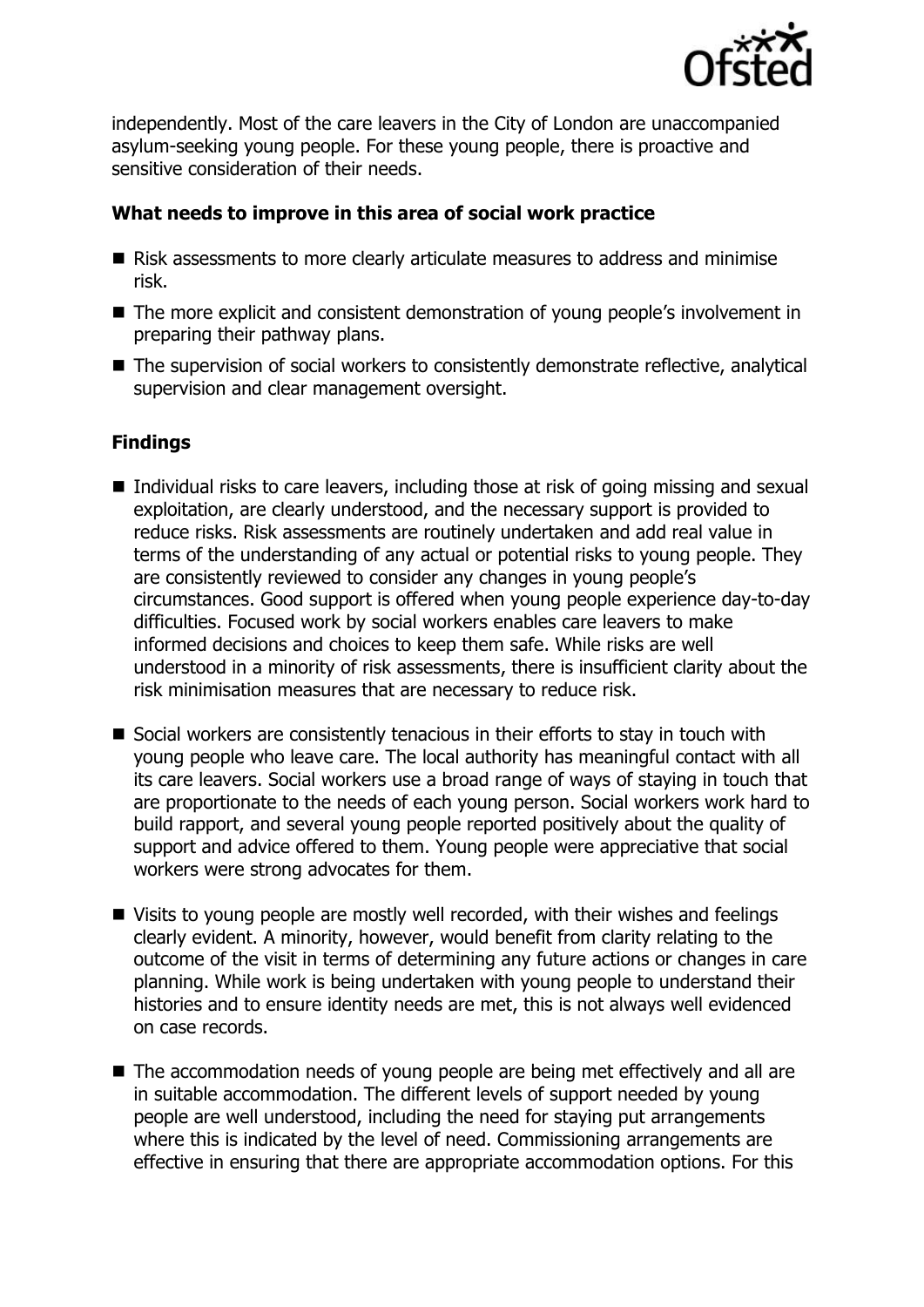independently. Most of the care leavers in the City of London are unaccompanied asylum-seeking young people. For these young people, there is proactive and sensitive consideration of their needs.

### What needs to improve in this area of social work practice

- Risk assessments to more clearly articulate measures to address and minimise risk.
- The more explicit and consistent demonstration of young people's involvement in preparing their pathway plans.
- The supervision of social workers to consistently demonstrate reflective, analytical supervision and clear management oversight.

### Findings

- Individual risks to care leavers, including those at risk of going missing and sexual exploitation, are clearly understood, and the necessary support is provided to reduce risks. Risk assessments are routinely undertaken and add real value in terms of the understanding of any actual or potential risks to young people. They are consistently reviewed to consider any changes in young people's circumstances. Good support is offered when young people experience day-to-day difficulties. Focused work by social workers enables care leavers to make informed decisions and choices to keep them safe. While risks are well understood in a minority of risk assessments, there is insufficient clarity about the risk minimisation measures that are necessary to reduce risk.
- Social workers are consistently tenacious in their efforts to stay in touch with young people who leave care. The local authority has meaningful contact with all its care leavers. Social workers use a broad range of ways of staying in touch that are proportionate to the needs of each young person. Social workers work hard to build rapport, and several young people reported positively about the quality of support and advice offered to them. Young people were appreciative that social workers were strong advocates for them.
- Visits to young people are mostly well recorded, with their wishes and feelings clearly evident. A minority, however, would benefit from clarity relating to the outcome of the visit in terms of determining any future actions or changes in care planning. While work is being undertaken with young people to understand their histories and to ensure identity needs are met, this is not always well evidenced on case records.
- The accommodation needs of young people are being met effectively and all are in suitable accommodation. The different levels of support needed by young people are well understood, including the need for staying put arrangements where this is indicated by the level of need. Commissioning arrangements are effective in ensuring that there are appropriate accommodation options. For this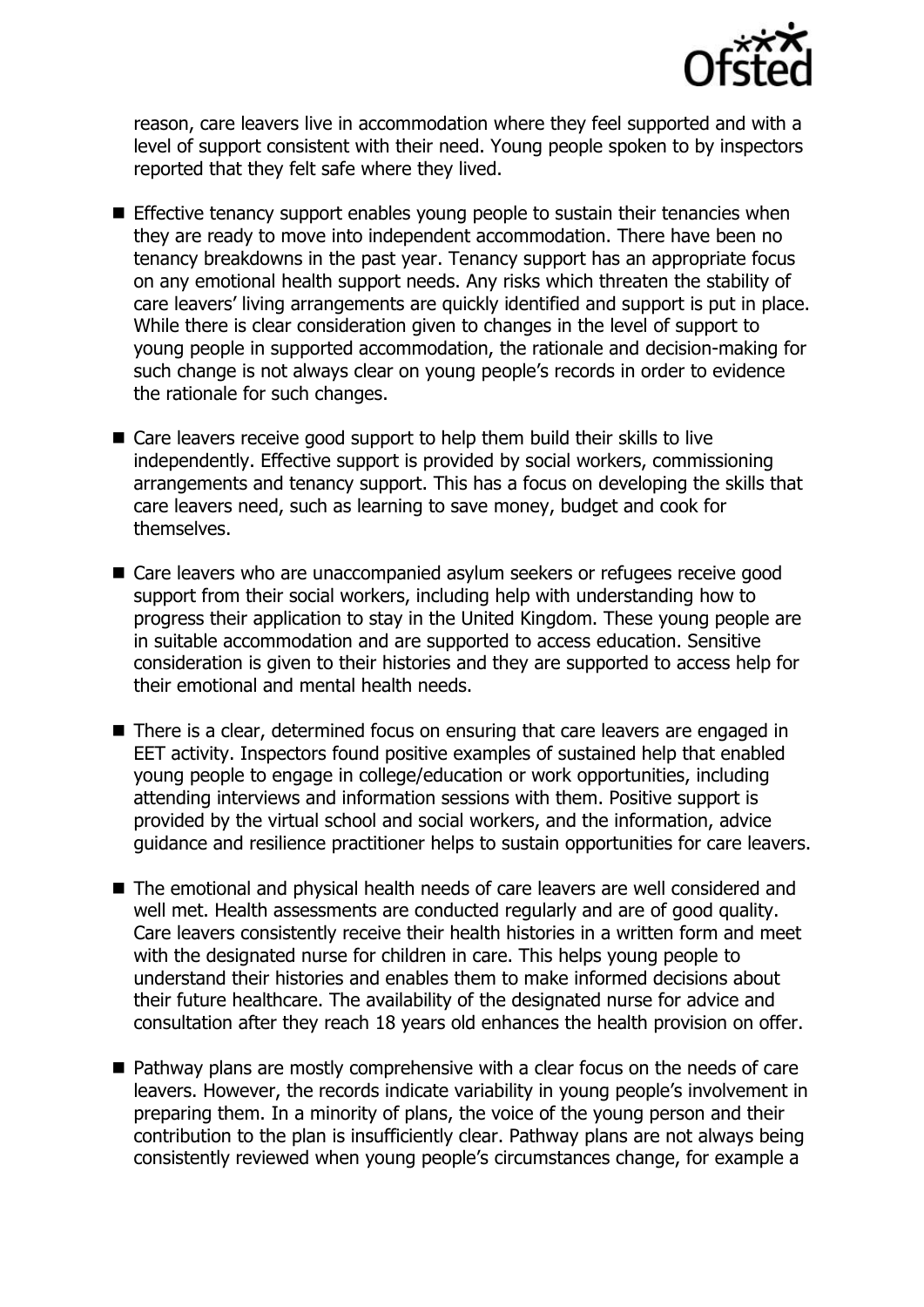reason, care leavers live in accommodation where they feel supported and with a level of support consistent with their need. Young people spoken to by inspectors reported that they felt safe where they lived.

- Effective tenancy support enables young people to sustain their tenancies when they are ready to move into independent accommodation. There have been no tenancy breakdowns in the past year. Tenancy support has an appropriate focus on any emotional health support needs. Any risks which threaten the stability of care leavers' living arrangements are quickly identified and support is put in place. While there is clear consideration given to changes in the level of support to young people in supported accommodation, the rationale and decision-making for such change is not always clear on young people's records in order to evidence the rationale for such changes.

- Care leavers receive good support to help them build their skills to live independently. Effective support is provided by social workers, commissioning arrangements and tenancy support. This has a focus on developing the skills that care leavers need, such as learning to save money, budget and cook for themselves.

- Care leavers who are unaccompanied asylum seekers or refugees receive good support from their social workers, including help with understanding how to progress their application to stay in the United Kingdom. These young people are in suitable accommodation and are supported to access education. Sensitive consideration is given to their histories and they are supported to access help for their emotional and mental health needs.

- There is a clear, determined focus on ensuring that care leavers are engaged in EET activity. Inspectors found positive examples of sustained help that enabled young people to engage in college/education or work opportunities, including attending interviews and information sessions with them. Positive support is provided by the virtual school and social workers, and the information, advice guidance and resilience practitioner helps to sustain opportunities for care leavers.

- The emotional and physical health needs of care leavers are well considered and well met. Health assessments are conducted regularly and are of good quality. Care leavers consistently receive their health histories in a written form and meet with the designated nurse for children in care. This helps young people to understand their histories and enables them to make informed decisions about their future healthcare. The availability of the designated nurse for advice and consultation after they reach 18 years old enhances the health provision on offer.

- Pathway plans are mostly comprehensive with a clear focus on the needs of care leavers. However, the records indicate variability in young people's involvement in preparing them. In a minority of plans, the voice of the young person and their contribution to the plan is insufficiently clear. Pathway plans are not always being consistently reviewed when young people's circumstances change, for example a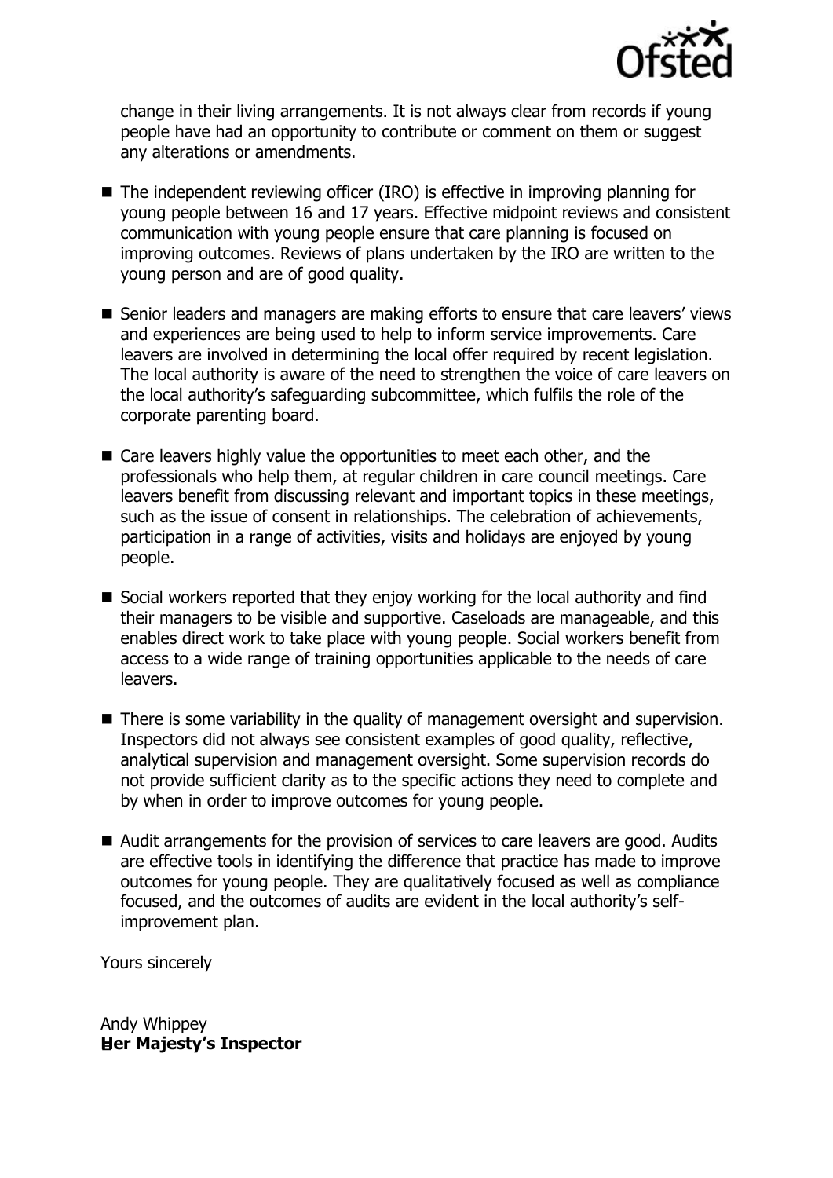change in their living arrangements. It is not always clear from records if young people have had an opportunity to contribute or comment on them or suggest any alterations or amendments.

- The independent reviewing officer (IRO) is effective in improving planning for young people between 16 and 17 years. Effective midpoint reviews and consistent communication with young people ensure that care planning is focused on improving outcomes. Reviews of plans undertaken by the IRO are written to the young person and are of good quality.

- Senior leaders and managers are making efforts to ensure that care leavers' views and experiences are being used to help to inform service improvements. Care leavers are involved in determining the local offer required by recent legislation. The local authority is aware of the need to strengthen the voice of care leavers on the local authority's safeguarding subcommittee, which fulfils the role of the corporate parenting board.

- Care leavers highly value the opportunities to meet each other, and the professionals who help them, at regular children in care council meetings. Care leavers benefit from discussing relevant and important topics in these meetings, such as the issue of consent in relationships. The celebration of achievements, participation in a range of activities, visits and holidays are enjoyed by young people.

- Social workers reported that they enjoy working for the local authority and find their managers to be visible and supportive. Caseloads are manageable, and this enables direct work to take place with young people. Social workers benefit from access to a wide range of training opportunities applicable to the needs of care leavers.

- There is some variability in the quality of management oversight and supervision. Inspectors did not always see consistent examples of good quality, reflective, analytical supervision and management oversight. Some supervision records do not provide sufficient clarity as to the specific actions they need to complete and by when in order to improve outcomes for young people.

- Audit arrangements for the provision of services to care leavers are good. Audits are effective tools in identifying the difference that practice has made to improve outcomes for young people. They are qualitatively focused as well as compliance focused, and the outcomes of audits are evident in the local authority's self-improvement plan.

Yours sincerely

Andy Whippey
**Her Majesty's Inspector**